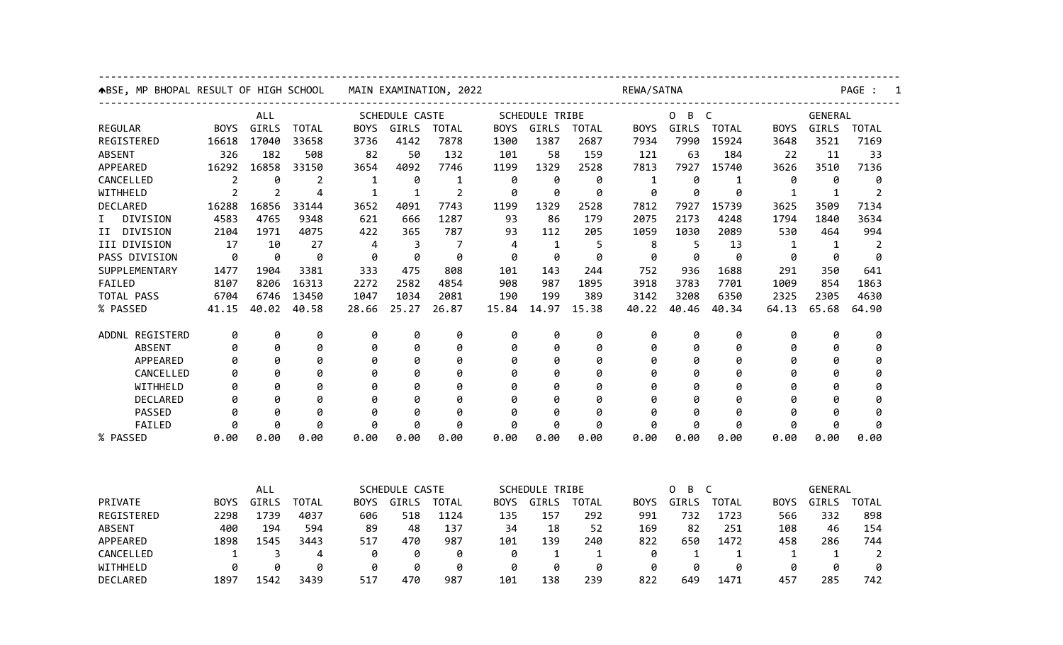BSE, MP BHOPAL RESULT OF HIGH SCHOOL MAIN EXAMINATION, 2022 REWA/SATNA

| REGULAR | ALL | | | SCHEDULE CASTE | | | SCHEDULE TRIBE | | | O B C | | | GENERAL | | |
|---|---|---|---|---|---|---|---|---|---|---|---|---|---|---|---|
| | BOYS | GIRLS | TOTAL | BOYS | GIRLS | TOTAL | BOYS | GIRLS | TOTAL | BOYS | GIRLS | TOTAL | BOYS | GIRLS | TOTAL |
| REGISTERED | 16618 | 17040 | 33658 | 3736 | 4142 | 7878 | 1300 | 1387 | 2687 | 7934 | 7990 | 15924 | 3648 | 3521 | 7169 |
| ABSENT | 326 | 182 | 508 | 82 | 50 | 132 | 101 | 58 | 159 | 121 | 63 | 184 | 22 | 11 | 33 |
| APPEARED | 16292 | 16858 | 33150 | 3654 | 4092 | 7746 | 1199 | 1329 | 2528 | 7813 | 7927 | 15740 | 3626 | 3510 | 7136 |
| CANCELLED | 2 | 0 | 2 | 1 | 0 | 1 | 0 | 0 | 0 | 1 | 0 | 1 | 0 | 0 | 0 |
| WITHHELD | 2 | 2 | 4 | 1 | 1 | 2 | 0 | 0 | 0 | 0 | 0 | 0 | 1 | 1 | 2 |
| DECLARED | 16288 | 16856 | 33144 | 3652 | 4091 | 7743 | 1199 | 1329 | 2528 | 7812 | 7927 | 15739 | 3625 | 3509 | 7134 |
| I DIVISION | 4583 | 4765 | 9348 | 621 | 666 | 1287 | 93 | 86 | 179 | 2075 | 2173 | 4248 | 1794 | 1840 | 3634 |
| II DIVISION | 2104 | 1971 | 4075 | 422 | 365 | 787 | 93 | 112 | 205 | 1059 | 1030 | 2089 | 530 | 464 | 994 |
| III DIVISION | 17 | 10 | 27 | 4 | 3 | 7 | 4 | 1 | 5 | 8 | 5 | 13 | 1 | 1 | 2 |
| PASS DIVISION | 0 | 0 | 0 | 0 | 0 | 0 | 0 | 0 | 0 | 0 | 0 | 0 | 0 | 0 | 0 |
| SUPPLEMENTARY | 1477 | 1904 | 3381 | 333 | 475 | 808 | 101 | 143 | 244 | 752 | 936 | 1688 | 291 | 350 | 641 |
| FAILED | 8107 | 8206 | 16313 | 2272 | 2582 | 4854 | 908 | 987 | 1895 | 3918 | 3783 | 7701 | 1009 | 854 | 1863 |
| TOTAL PASS | 6704 | 6746 | 13450 | 1047 | 1034 | 2081 | 190 | 199 | 389 | 3142 | 3208 | 6350 | 2325 | 2305 | 4630 |
| % PASSED | 41.15 | 40.02 | 40.58 | 28.66 | 25.27 | 26.87 | 15.84 | 14.97 | 15.38 | 40.22 | 40.46 | 40.34 | 64.13 | 65.68 | 64.90 |
| ADDNL REGISTERD | 0 | 0 | 0 | 0 | 0 | 0 | 0 | 0 | 0 | 0 | 0 | 0 | 0 | 0 | 0 |
| ABSENT | 0 | 0 | 0 | 0 | 0 | 0 | 0 | 0 | 0 | 0 | 0 | 0 | 0 | 0 | 0 |
| APPEARED | 0 | 0 | 0 | 0 | 0 | 0 | 0 | 0 | 0 | 0 | 0 | 0 | 0 | 0 | 0 |
| CANCELLED | 0 | 0 | 0 | 0 | 0 | 0 | 0 | 0 | 0 | 0 | 0 | 0 | 0 | 0 | 0 |
| WITHHELD | 0 | 0 | 0 | 0 | 0 | 0 | 0 | 0 | 0 | 0 | 0 | 0 | 0 | 0 | 0 |
| DECLARED | 0 | 0 | 0 | 0 | 0 | 0 | 0 | 0 | 0 | 0 | 0 | 0 | 0 | 0 | 0 |
| PASSED | 0 | 0 | 0 | 0 | 0 | 0 | 0 | 0 | 0 | 0 | 0 | 0 | 0 | 0 | 0 |
| FAILED | 0 | 0 | 0 | 0 | 0 | 0 | 0 | 0 | 0 | 0 | 0 | 0 | 0 | 0 | 0 |
| % PASSED | 0.00 | 0.00 | 0.00 | 0.00 | 0.00 | 0.00 | 0.00 | 0.00 | 0.00 | 0.00 | 0.00 | 0.00 | 0.00 | 0.00 | 0.00 |

| PRIVATE | ALL | | | SCHEDULE CASTE | | | SCHEDULE TRIBE | | | O B C | | | GENERAL | | |
|---|---|---|---|---|---|---|---|---|---|---|---|---|---|---|---|
| | BOYS | GIRLS | TOTAL | BOYS | GIRLS | TOTAL | BOYS | GIRLS | TOTAL | BOYS | GIRLS | TOTAL | BOYS | GIRLS | TOTAL |
| REGISTERED | 2298 | 1739 | 4037 | 606 | 518 | 1124 | 135 | 157 | 292 | 991 | 732 | 1723 | 566 | 332 | 898 |
| ABSENT | 400 | 194 | 594 | 89 | 48 | 137 | 34 | 18 | 52 | 169 | 82 | 251 | 108 | 46 | 154 |
| APPEARED | 1898 | 1545 | 3443 | 517 | 470 | 987 | 101 | 139 | 240 | 822 | 650 | 1472 | 458 | 286 | 744 |
| CANCELLED | 1 | 3 | 4 | 0 | 0 | 0 | 0 | 1 | 1 | 0 | 1 | 1 | 1 | 1 | 2 |
| WITHHELD | 0 | 0 | 0 | 0 | 0 | 0 | 0 | 0 | 0 | 0 | 0 | 0 | 0 | 0 | 0 |
| DECLARED | 1897 | 1542 | 3439 | 517 | 470 | 987 | 101 | 138 | 239 | 822 | 649 | 1471 | 457 | 285 | 742 |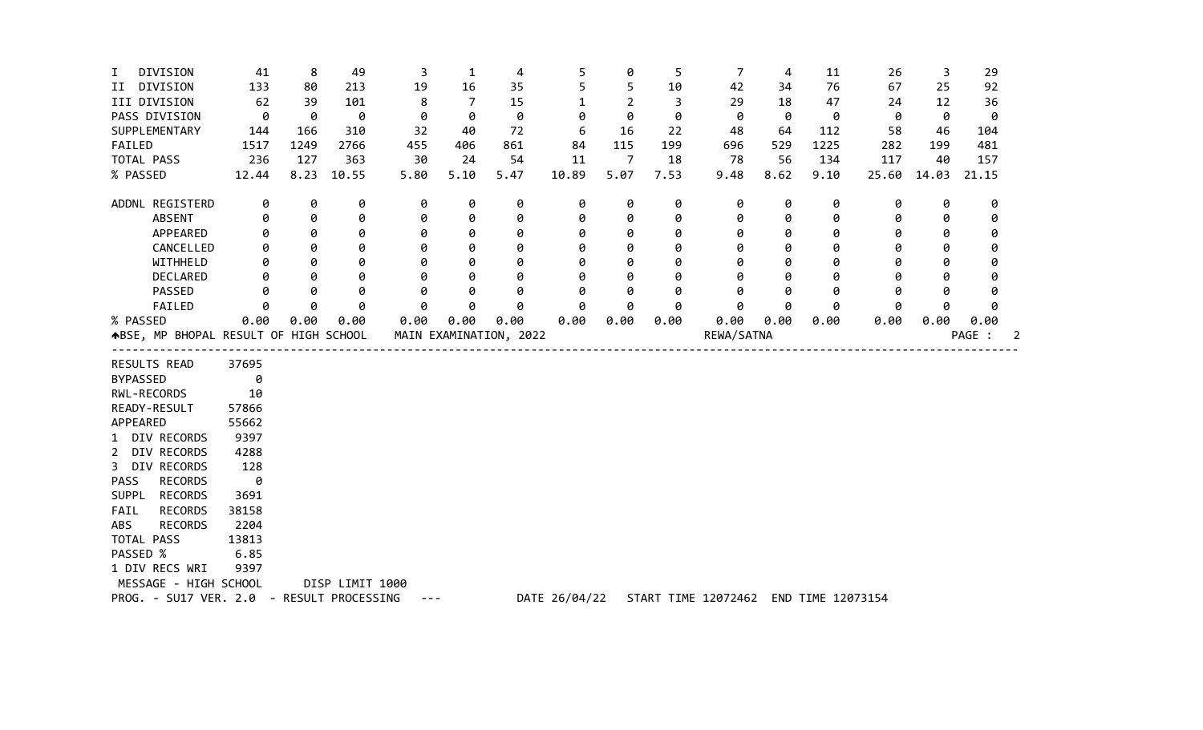| | | | | | | | | | | | | | | | |
|---|---|---|---|---|---|---|---|---|---|---|---|---|---|---|---|
| I DIVISION | 41 | 8 | 49 | 3 | 1 | 4 | 5 | 0 | 5 | 7 | 4 | 11 | 26 | 3 | 29 |
| II DIVISION | 133 | 80 | 213 | 19 | 16 | 35 | 5 | 5 | 10 | 42 | 34 | 76 | 67 | 25 | 92 |
| III DIVISION | 62 | 39 | 101 | 8 | 7 | 15 | 1 | 2 | 3 | 29 | 18 | 47 | 24 | 12 | 36 |
| PASS DIVISION | 0 | 0 | 0 | 0 | 0 | 0 | 0 | 0 | 0 | 0 | 0 | 0 | 0 | 0 | 0 |
| SUPPLEMENTARY | 144 | 166 | 310 | 32 | 40 | 72 | 6 | 16 | 22 | 48 | 64 | 112 | 58 | 46 | 104 |
| FAILED | 1517 | 1249 | 2766 | 455 | 406 | 861 | 84 | 115 | 199 | 696 | 529 | 1225 | 282 | 199 | 481 |
| TOTAL PASS | 236 | 127 | 363 | 30 | 24 | 54 | 11 | 7 | 18 | 78 | 56 | 134 | 117 | 40 | 157 |
| % PASSED | 12.44 | 8.23 | 10.55 | 5.80 | 5.10 | 5.47 | 10.89 | 5.07 | 7.53 | 9.48 | 8.62 | 9.10 | 25.60 | 14.03 | 21.15 |
| ADDNL REGISTERD | 0 | 0 | 0 | 0 | 0 | 0 | 0 | 0 | 0 | 0 | 0 | 0 | 0 | 0 | 0 |
| ABSENT | 0 | 0 | 0 | 0 | 0 | 0 | 0 | 0 | 0 | 0 | 0 | 0 | 0 | 0 | 0 |
| APPEARED | 0 | 0 | 0 | 0 | 0 | 0 | 0 | 0 | 0 | 0 | 0 | 0 | 0 | 0 | 0 |
| CANCELLED | 0 | 0 | 0 | 0 | 0 | 0 | 0 | 0 | 0 | 0 | 0 | 0 | 0 | 0 | 0 |
| WITHHELD | 0 | 0 | 0 | 0 | 0 | 0 | 0 | 0 | 0 | 0 | 0 | 0 | 0 | 0 | 0 |
| DECLARED | 0 | 0 | 0 | 0 | 0 | 0 | 0 | 0 | 0 | 0 | 0 | 0 | 0 | 0 | 0 |
| PASSED | 0 | 0 | 0 | 0 | 0 | 0 | 0 | 0 | 0 | 0 | 0 | 0 | 0 | 0 | 0 |
| FAILED | 0 | 0 | 0 | 0 | 0 | 0 | 0 | 0 | 0 | 0 | 0 | 0 | 0 | 0 | 0 |
| % PASSED | 0.00 | 0.00 | 0.00 | 0.00 | 0.00 | 0.00 | 0.00 | 0.00 | 0.00 | 0.00 | 0.00 | 0.00 | 0.00 | 0.00 | 0.00 |

BSE, MP BHOPAL RESULT OF HIGH SCHOOL    MAIN EXAMINATION, 2022    REWA/SATNA

| | |
|---|---|
| RESULTS READ | 37695 |
| BYPASSED | 0 |
| RWL-RECORDS | 10 |
| READY-RESULT | 57866 |
| APPEARED | 55662 |
| 1 DIV RECORDS | 9397 |
| 2 DIV RECORDS | 4288 |
| 3 DIV RECORDS | 128 |
| PASS RECORDS | 0 |
| SUPPL RECORDS | 3691 |
| FAIL RECORDS | 38158 |
| ABS RECORDS | 2204 |
| TOTAL PASS | 13813 |
| PASSED % | 6.85 |
| 1 DIV RECS WRI | 9397 |

MESSAGE - HIGH SCHOOL    DISP LIMIT 1000

PROG. - SU17 VER. 2.0 - RESULT PROCESSING --- DATE 26/04/22 START TIME 12072462 END TIME 12073154